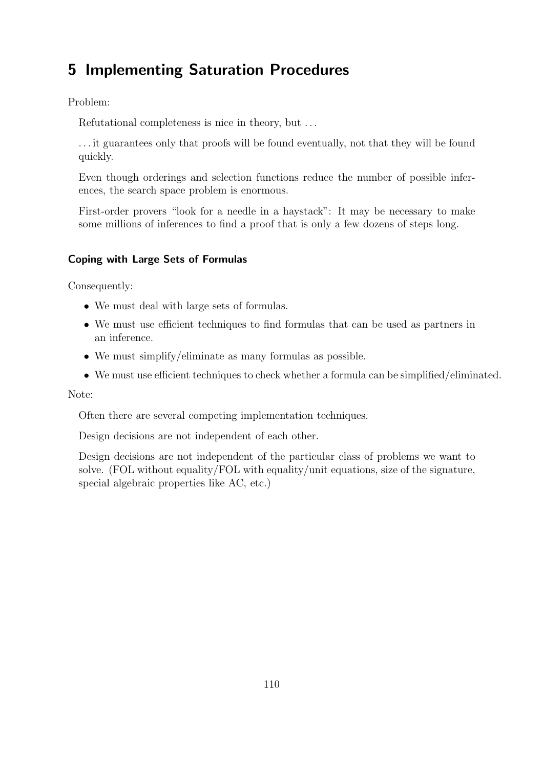# 5 Implementing Saturation Procedures

Problem:

Refutational completeness is nice in theory, but …

… it guarantees only that proofs will be found eventually, not that they will be found quickly.

Even though orderings and selection functions reduce the number of possible inferences, the search space problem is enormous.

First-order provers "look for a needle in a haystack": It may be necessary to make some millions of inferences to find a proof that is only a few dozens of steps long.

### Coping with Large Sets of Formulas

Consequently:

- We must deal with large sets of formulas.
- We must use efficient techniques to find formulas that can be used as partners in an inference.
- We must simplify/eliminate as many formulas as possible.
- We must use efficient techniques to check whether a formula can be simplified/eliminated.

Note:

Often there are several competing implementation techniques.

Design decisions are not independent of each other.

Design decisions are not independent of the particular class of problems we want to solve. (FOL without equality/FOL with equality/unit equations, size of the signature, special algebraic properties like AC, etc.)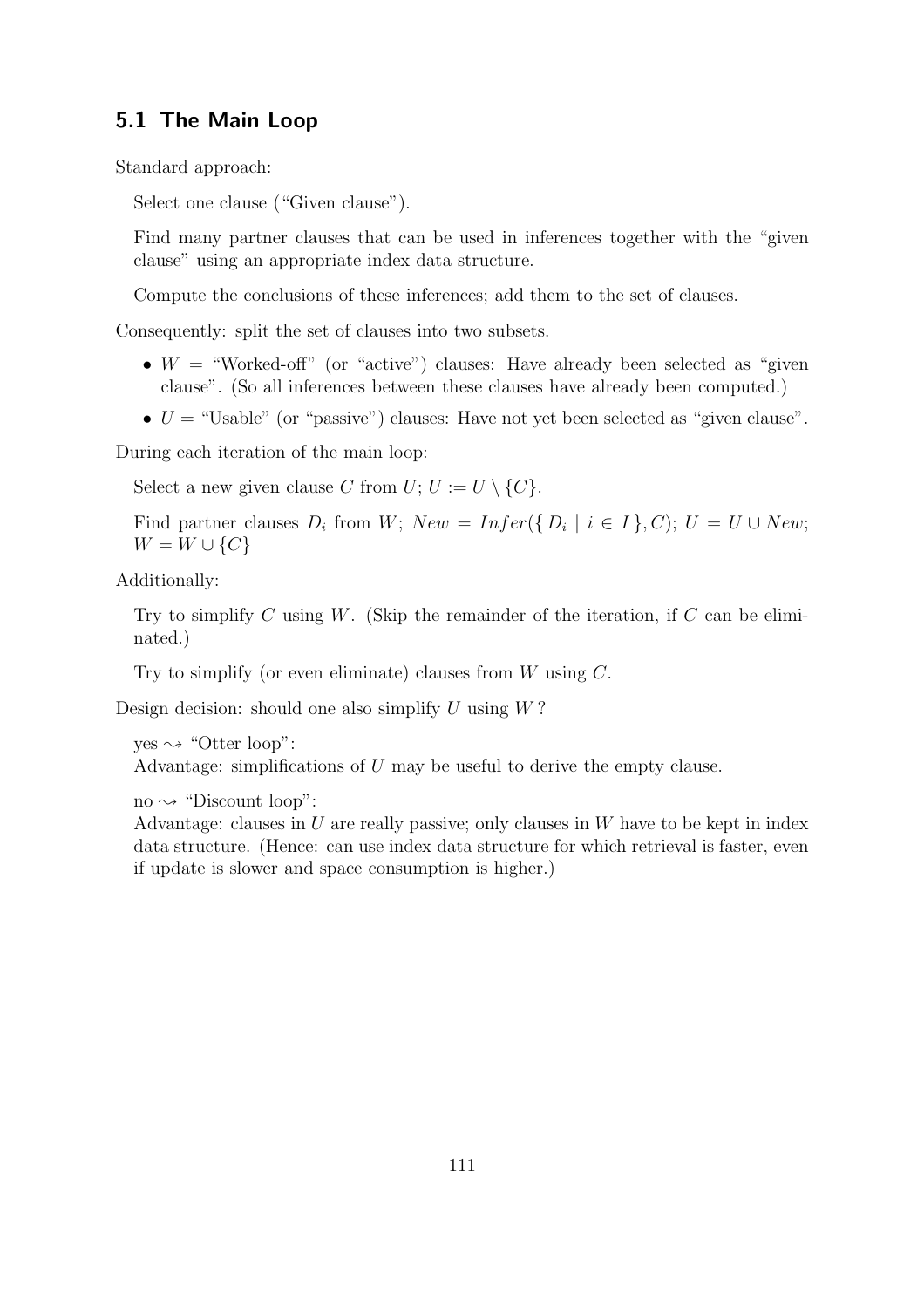## 5.1 The Main Loop

Standard approach:

Select one clause ("Given clause").

Find many partner clauses that can be used in inferences together with the "given clause" using an appropriate index data structure.

Compute the conclusions of these inferences; add them to the set of clauses.

Consequently: split the set of clauses into two subsets.

- $W$ = "Worked-off" (or "active") clauses: Have already been selected as "given clause". (So all inferences between these clauses have already been computed.)
- $U$ = "Usable" (or "passive") clauses: Have not yet been selected as "given clause".

During each iteration of the main loop:

Select a new given clause $C$ from $U$; $U := U \setminus \{C\}$.

Find partner clauses $D_i$ from $W$; $New = Infer(\{ D_i \mid i \in I \}, C)$; $U = U \cup New$; $W = W \cup \{C\}$

Additionally:

Try to simplify $C$ using $W$. (Skip the remainder of the iteration, if $C$ can be eliminated.)

Try to simplify (or even eliminate) clauses from $W$ using $C$.

Design decision: should one also simplify $U$ using $W$ ?

yes $\rightsquigarrow$ "Otter loop":
Advantage: simplifications of $U$ may be useful to derive the empty clause.

no $\rightsquigarrow$ "Discount loop":
Advantage: clauses in $U$ are really passive; only clauses in $W$ have to be kept in index data structure. (Hence: can use index data structure for which retrieval is faster, even if update is slower and space consumption is higher.)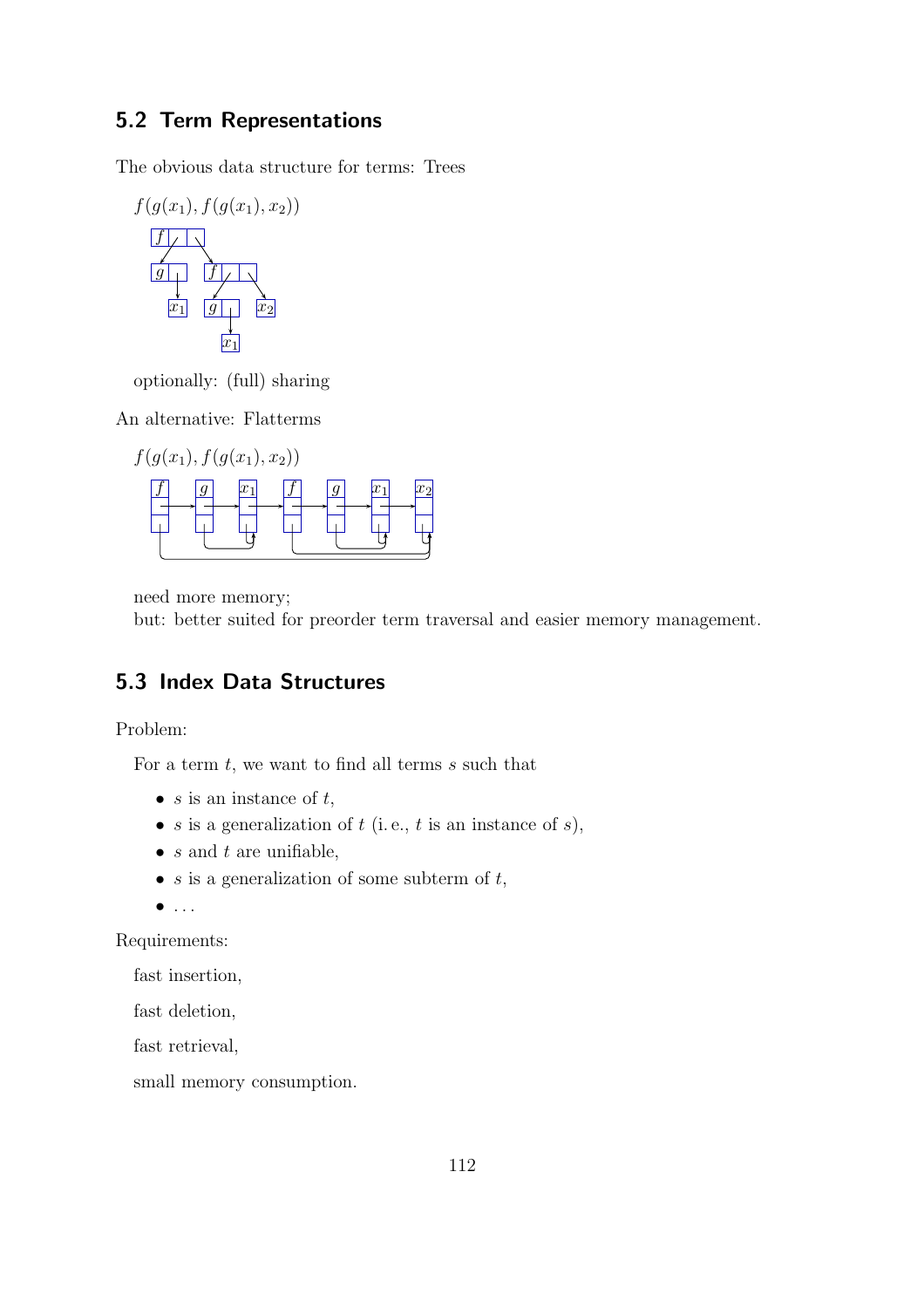## 5.2 Term Representations

The obvious data structure for terms: Trees

$f(g(x_1), f(g(x_1), x_2))$

optionally: (full) sharing

An alternative: Flatterms

$f(g(x_1), f(g(x_1), x_2))$

need more memory;
but: better suited for preorder term traversal and easier memory management.

## 5.3 Index Data Structures

Problem:

For a term $t$, we want to find all terms $s$ such that

- $s$ is an instance of $t$,
- $s$ is a generalization of $t$ (i. e., $t$ is an instance of $s$),
- $s$ and $t$ are unifiable,
- $s$ is a generalization of some subterm of $t$,
- ...

Requirements:

fast insertion,

fast deletion,

fast retrieval,

small memory consumption.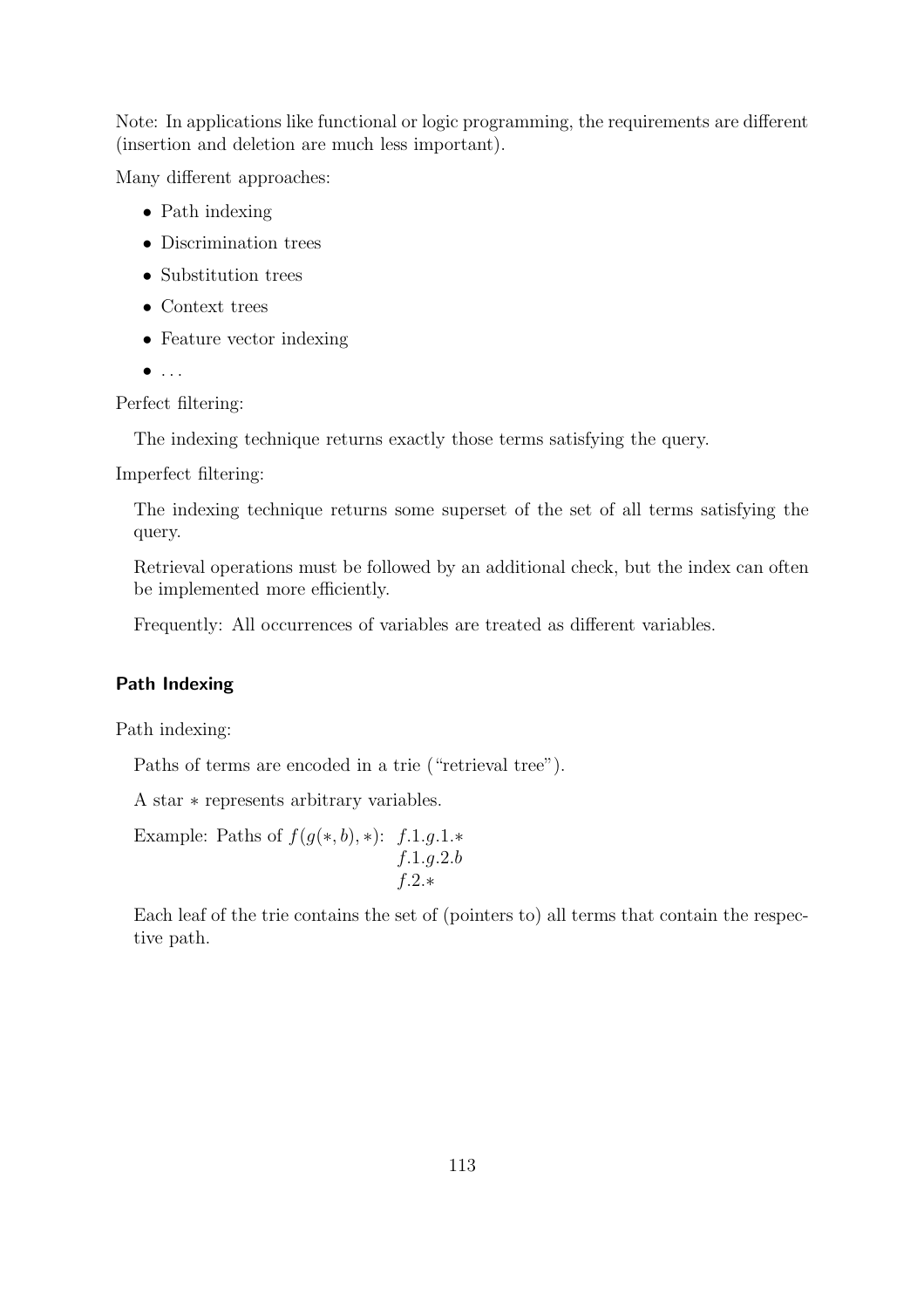Note: In applications like functional or logic programming, the requirements are different (insertion and deletion are much less important).

Many different approaches:

- Path indexing
- Discrimination trees
- Substitution trees
- Context trees
- Feature vector indexing
- ...

Perfect filtering:

The indexing technique returns exactly those terms satisfying the query.

Imperfect filtering:

The indexing technique returns some superset of the set of all terms satisfying the query.

Retrieval operations must be followed by an additional check, but the index can often be implemented more efficiently.

Frequently: All occurrences of variables are treated as different variables.

### Path Indexing

Path indexing:

Paths of terms are encoded in a trie ("retrieval tree").

A star $*$ represents arbitrary variables.

Example: Paths of $f(g(*, b), *)$: $f.1.g.1.*$
$f.1.g.2.b$
$f.2.*$

Each leaf of the trie contains the set of (pointers to) all terms that contain the respective path.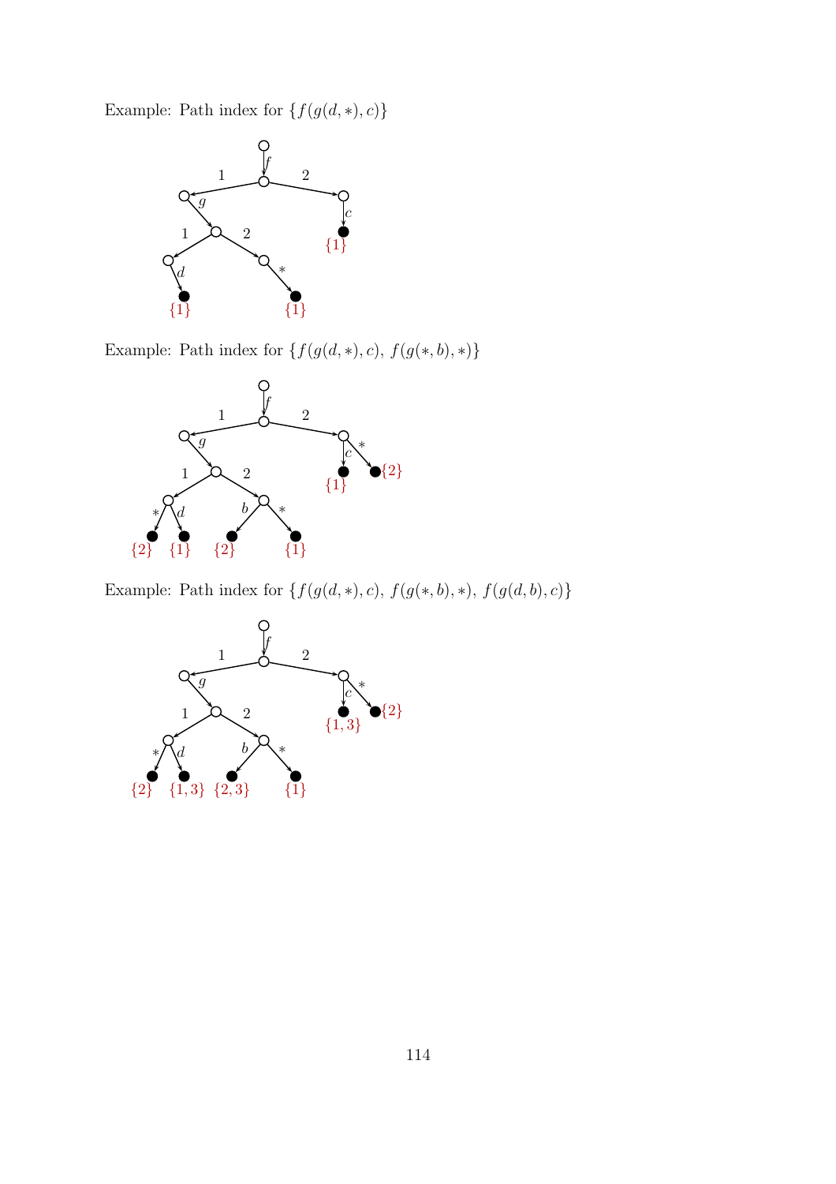Example: Path index for $\{f(g(d,*),c)\}$

Example: Path index for $\{f(g(d,*),c),\ f(g(*,b),*)\}$

Example: Path index for $\{f(g(d,*),c),\ f(g(*,b),*),\ f(g(d,b),c)\}$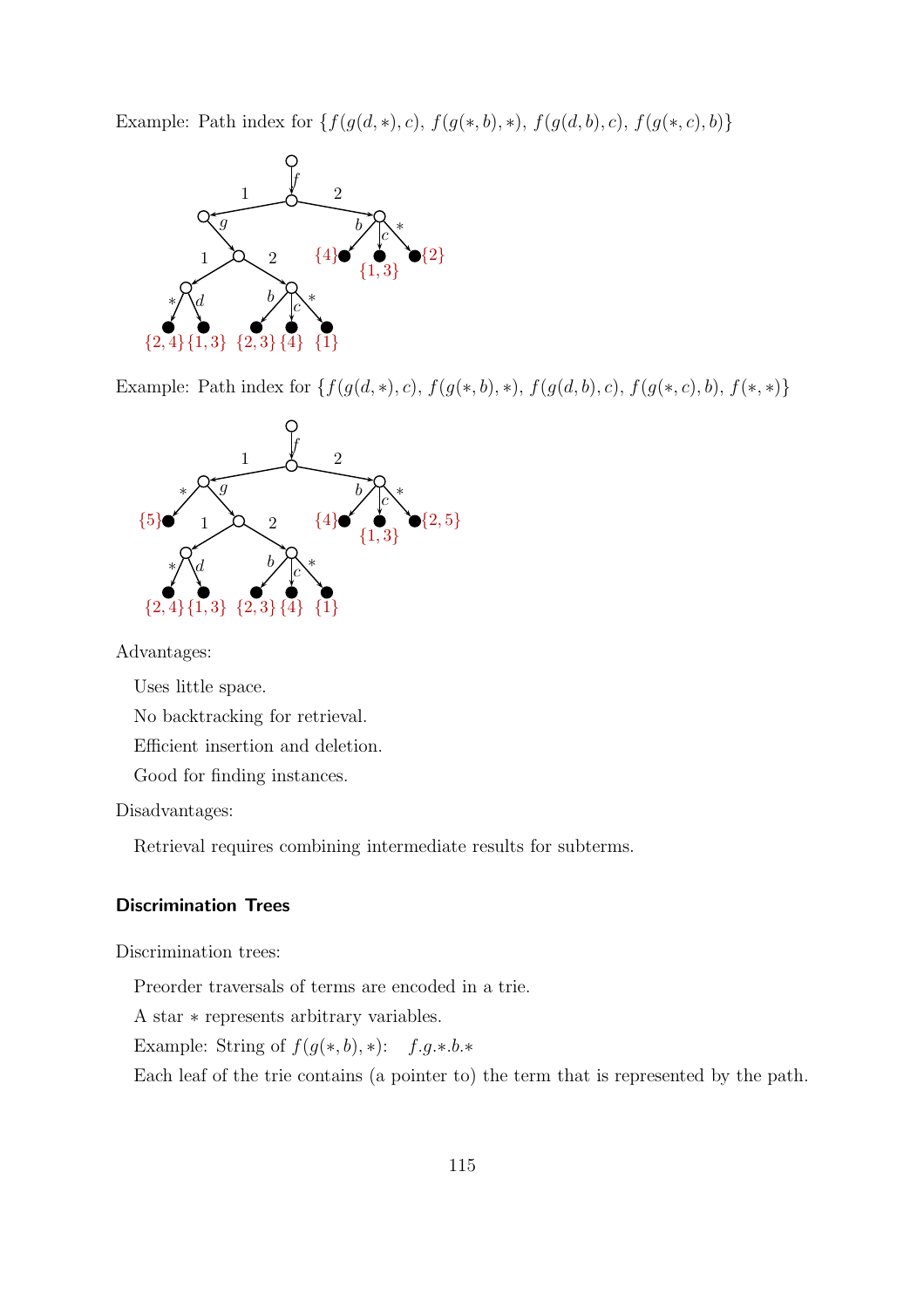Example: Path index for $\{f(g(d,*),c),\ f(g(*,b),*),\ f(g(d,b),c),\ f(g(*,c),b)\}$

Example: Path index for $\{f(g(d,*),c),\ f(g(*,b),*),\ f(g(d,b),c),\ f(g(*,c),b),\ f(*,*)\}$

Advantages:

Uses little space.

No backtracking for retrieval.

Efficient insertion and deletion.

Good for finding instances.

Disadvantages:

Retrieval requires combining intermediate results for subterms.

### Discrimination Trees

Discrimination trees:

Preorder traversals of terms are encoded in a trie.

A star $*$ represents arbitrary variables.

Example: String of $f(g(*,b),*)$: $\quad f.g.*.b.*$

Each leaf of the trie contains (a pointer to) the term that is represented by the path.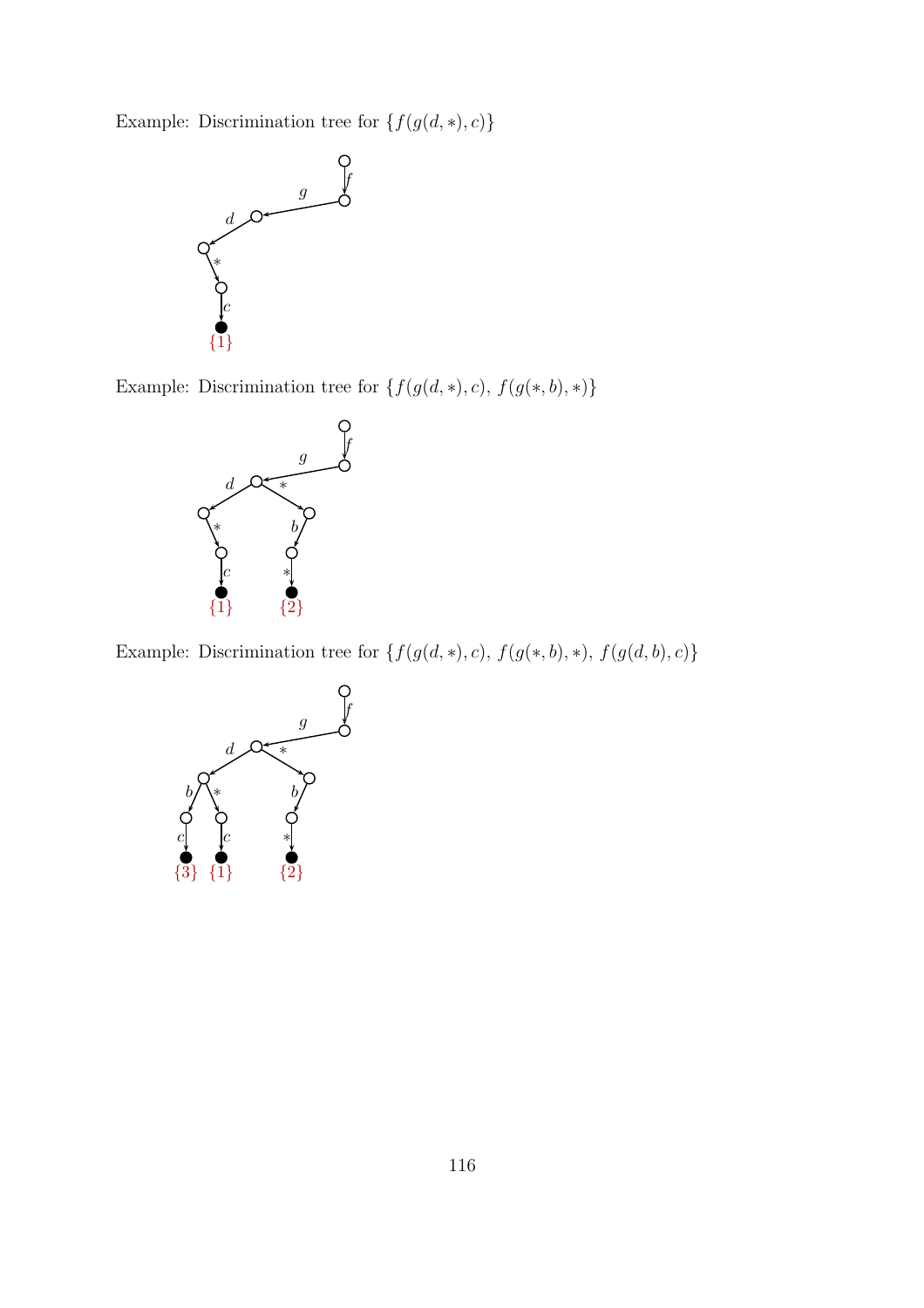Example: Discrimination tree for $\{f(g(d,*),c)\}$

Example: Discrimination tree for $\{f(g(d,*),c),\ f(g(*,b),*)\}$

Example: Discrimination tree for $\{f(g(d,*),c),\ f(g(*,b),*),\ f(g(d,b),c)\}$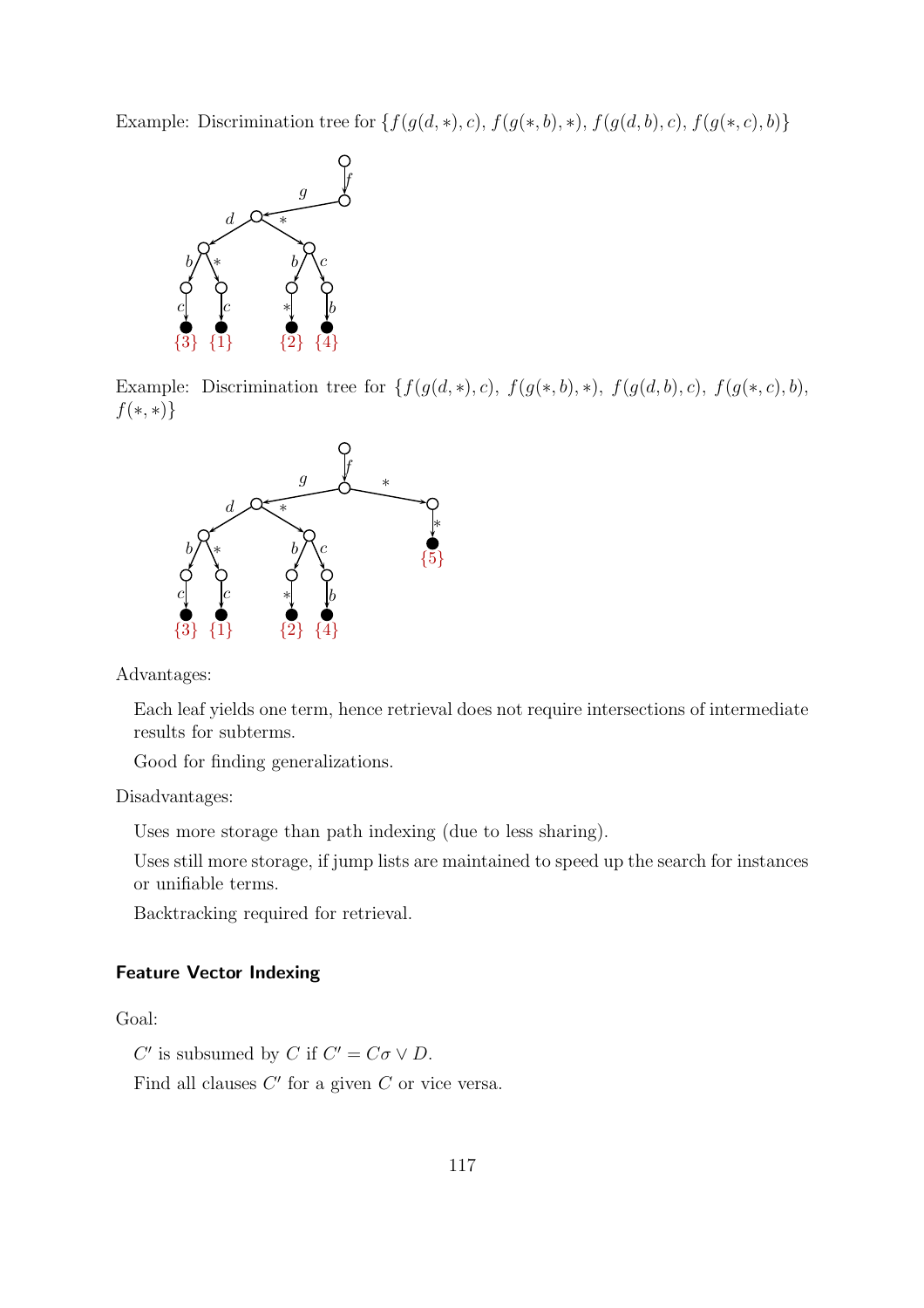Example: Discrimination tree for $\{f(g(d,*),c),\ f(g(*,b),*),\ f(g(d,b),c),\ f(g(*,c),b)\}$

Example: Discrimination tree for $\{f(g(d,*),c),\ f(g(*,b),*),\ f(g(d,b),c),\ f(g(*,c),b),$ $f(*,*)\}$

Advantages:

Each leaf yields one term, hence retrieval does not require intersections of intermediate results for subterms.

Good for finding generalizations.

Disadvantages:

Uses more storage than path indexing (due to less sharing).

Uses still more storage, if jump lists are maintained to speed up the search for instances or unifiable terms.

Backtracking required for retrieval.

### Feature Vector Indexing

Goal:

$C'$ is subsumed by $C$ if $C' = C\sigma \vee D$.

Find all clauses $C'$ for a given $C$ or vice versa.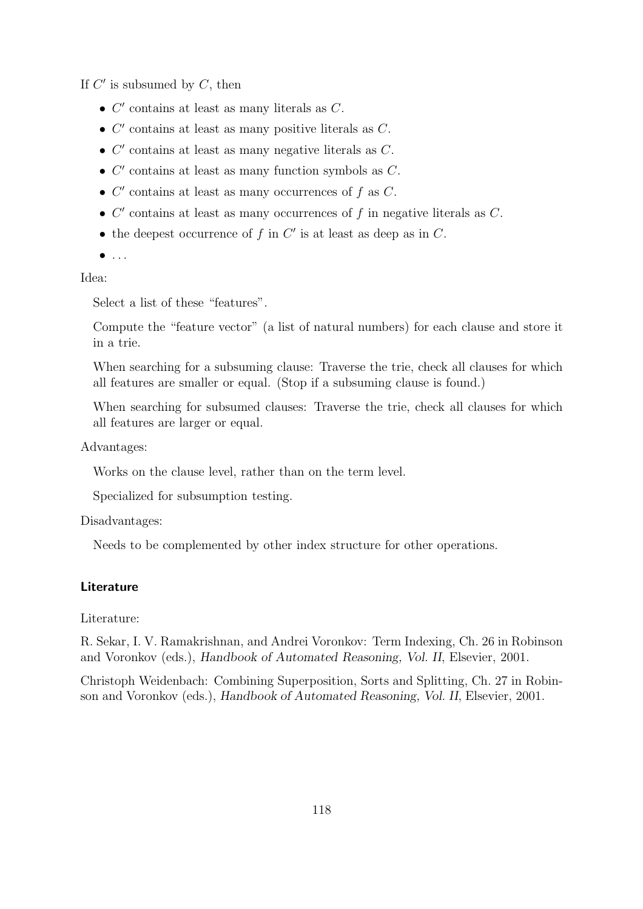If $C'$ is subsumed by $C$, then

- $C'$ contains at least as many literals as $C$.
- $C'$ contains at least as many positive literals as $C$.
- $C'$ contains at least as many negative literals as $C$.
- $C'$ contains at least as many function symbols as $C$.
- $C'$ contains at least as many occurrences of $f$ as $C$.
- $C'$ contains at least as many occurrences of $f$ in negative literals as $C$.
- the deepest occurrence of $f$ in $C'$ is at least as deep as in $C$.
- ...

Idea:

Select a list of these "features".

Compute the "feature vector" (a list of natural numbers) for each clause and store it in a trie.

When searching for a subsuming clause: Traverse the trie, check all clauses for which all features are smaller or equal. (Stop if a subsuming clause is found.)

When searching for subsumed clauses: Traverse the trie, check all clauses for which all features are larger or equal.

Advantages:

Works on the clause level, rather than on the term level.

Specialized for subsumption testing.

Disadvantages:

Needs to be complemented by other index structure for other operations.

### Literature

Literature:

R. Sekar, I. V. Ramakrishnan, and Andrei Voronkov: Term Indexing, Ch. 26 in Robinson and Voronkov (eds.), *Handbook of Automated Reasoning, Vol. II*, Elsevier, 2001.

Christoph Weidenbach: Combining Superposition, Sorts and Splitting, Ch. 27 in Robinson and Voronkov (eds.), *Handbook of Automated Reasoning, Vol. II*, Elsevier, 2001.